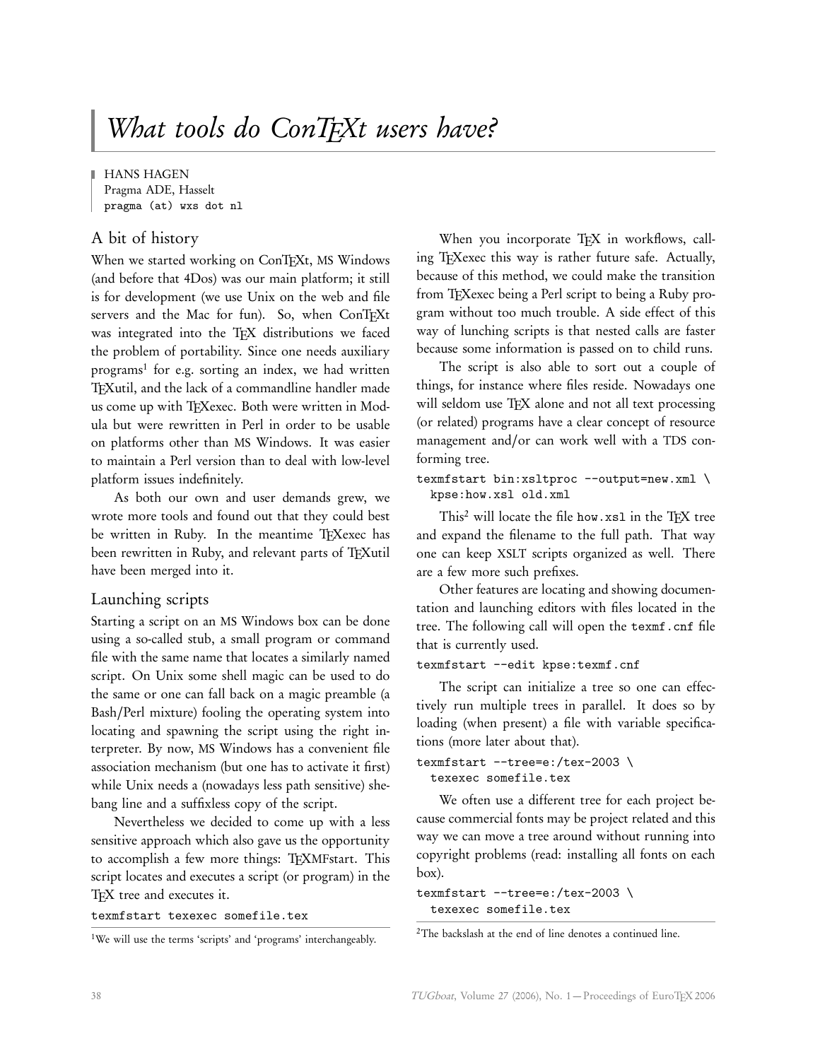# What tools do ConTEXt users have?

HANS HAGEN
Pragma ADE, Hasselt
pragma (at) wxs dot nl

## A bit of history

When we started working on ConTEXt, MS Windows (and before that 4Dos) was our main platform; it still is for development (we use Unix on the web and file servers and the Mac for fun). So, when ConTEXt was integrated into the TEX distributions we faced the problem of portability. Since one needs auxiliary programs[1] for e.g. sorting an index, we had written TEXutil, and the lack of a commandline handler made us come up with TEXexec. Both were written in Modula but were rewritten in Perl in order to be usable on platforms other than MS Windows. It was easier to maintain a Perl version than to deal with low-level platform issues indefinitely.

As both our own and user demands grew, we wrote more tools and found out that they could best be written in Ruby. In the meantime TEXexec has been rewritten in Ruby, and relevant parts of TEXutil have been merged into it.

## Launching scripts

Starting a script on an MS Windows box can be done using a so-called stub, a small program or command file with the same name that locates a similarly named script. On Unix some shell magic can be used to do the same or one can fall back on a magic preamble (a Bash/Perl mixture) fooling the operating system into locating and spawning the script using the right interpreter. By now, MS Windows has a convenient file association mechanism (but one has to activate it first) while Unix needs a (nowadays less path sensitive) shebang line and a suffixless copy of the script.

Nevertheless we decided to come up with a less sensitive approach which also gave us the opportunity to accomplish a few more things: TEXMFstart. This script locates and executes a script (or program) in the TEX tree and executes it.

```
texmfstart texexec somefile.tex
```

When you incorporate TEX in workflows, calling TEXexec this way is rather future safe. Actually, because of this method, we could make the transition from TEXexec being a Perl script to being a Ruby program without too much trouble. A side effect of this way of lunching scripts is that nested calls are faster because some information is passed on to child runs.

The script is also able to sort out a couple of things, for instance where files reside. Nowadays one will seldom use TEX alone and not all text processing (or related) programs have a clear concept of resource management and/or can work well with a TDS conforming tree.

```
texmfstart bin:xsltproc --output=new.xml \
  kpse:how.xsl old.xml
```

This[2] will locate the file how.xsl in the TEX tree and expand the filename to the full path. That way one can keep XSLT scripts organized as well. There are a few more such prefixes.

Other features are locating and showing documentation and launching editors with files located in the tree. The following call will open the texmf.cnf file that is currently used.

```
texmfstart --edit kpse:texmf.cnf
```

The script can initialize a tree so one can effectively run multiple trees in parallel. It does so by loading (when present) a file with variable specifications (more later about that).

```
texmfstart --tree=e:/tex-2003 \
  texexec somefile.tex
```

We often use a different tree for each project because commercial fonts may be project related and this way we can move a tree around without running into copyright problems (read: installing all fonts on each box).

```
texmfstart --tree=e:/tex-2003 \
  texexec somefile.tex
```

[1] We will use the terms 'scripts' and 'programs' interchangeably.

[2] The backslash at the end of line denotes a continued line.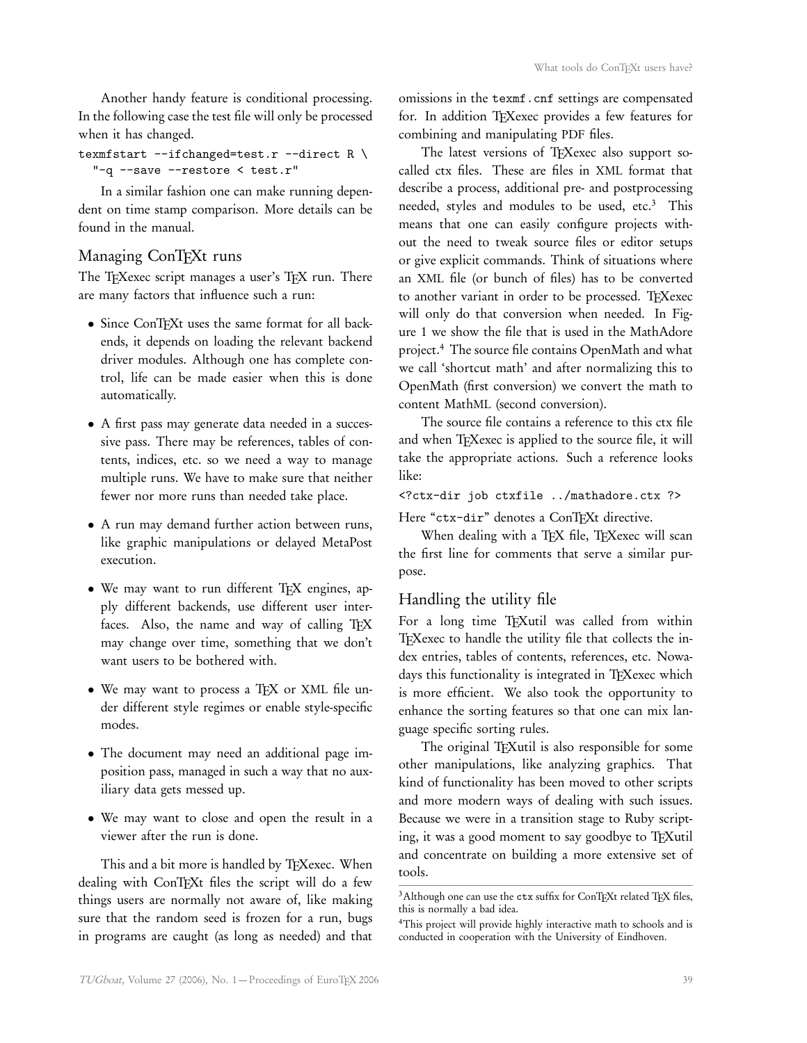Another handy feature is conditional processing. In the following case the test file will only be processed when it has changed.

```
texmfstart --ifchanged=test.r --direct R \
  "-q --save --restore < test.r"
```

In a similar fashion one can make running dependent on time stamp comparison. More details can be found in the manual.

## Managing ConTEXt runs

The TEXexec script manages a user's TEX run. There are many factors that influence such a run:

- Since ConTEXt uses the same format for all backends, it depends on loading the relevant backend driver modules. Although one has complete control, life can be made easier when this is done automatically.
- A first pass may generate data needed in a successive pass. There may be references, tables of contents, indices, etc. so we need a way to manage multiple runs. We have to make sure that neither fewer nor more runs than needed take place.
- A run may demand further action between runs, like graphic manipulations or delayed MetaPost execution.
- We may want to run different TEX engines, apply different backends, use different user interfaces. Also, the name and way of calling TEX may change over time, something that we don't want users to be bothered with.
- We may want to process a TEX or XML file under different style regimes or enable style-specific modes.
- The document may need an additional page imposition pass, managed in such a way that no auxiliary data gets messed up.
- We may want to close and open the result in a viewer after the run is done.

This and a bit more is handled by TEXexec. When dealing with ConTEXt files the script will do a few things users are normally not aware of, like making sure that the random seed is frozen for a run, bugs in programs are caught (as long as needed) and that omissions in the `texmf.cnf` settings are compensated for. In addition TEXexec provides a few features for combining and manipulating PDF files.

The latest versions of TEXexec also support so-called ctx files. These are files in XML format that describe a process, additional pre- and postprocessing needed, styles and modules to be used, etc.[3] This means that one can easily configure projects without the need to tweak source files or editor setups or give explicit commands. Think of situations where an XML file (or bunch of files) has to be converted to another variant in order to be processed. TEXexec will only do that conversion when needed. In Figure 1 we show the file that is used in the MathAdore project.[4] The source file contains OpenMath and what we call 'shortcut math' and after normalizing this to OpenMath (first conversion) we convert the math to content MathML (second conversion).

The source file contains a reference to this ctx file and when TEXexec is applied to the source file, it will take the appropriate actions. Such a reference looks like:

```
<?ctx-dir job ctxfile ../mathadore.ctx ?>
```

Here "`ctx-dir`" denotes a ConTEXt directive.

When dealing with a TEX file, TEXexec will scan the first line for comments that serve a similar purpose.

## Handling the utility file

For a long time TEXutil was called from within TEXexec to handle the utility file that collects the index entries, tables of contents, references, etc. Nowadays this functionality is integrated in TEXexec which is more efficient. We also took the opportunity to enhance the sorting features so that one can mix language specific sorting rules.

The original TEXutil is also responsible for some other manipulations, like analyzing graphics. That kind of functionality has been moved to other scripts and more modern ways of dealing with such issues. Because we were in a transition stage to Ruby scripting, it was a good moment to say goodbye to TEXutil and concentrate on building a more extensive set of tools.

---

[3] Although one can use the `ctx` suffix for ConTEXt related TEX files, this is normally a bad idea.

[4] This project will provide highly interactive math to schools and is conducted in cooperation with the University of Eindhoven.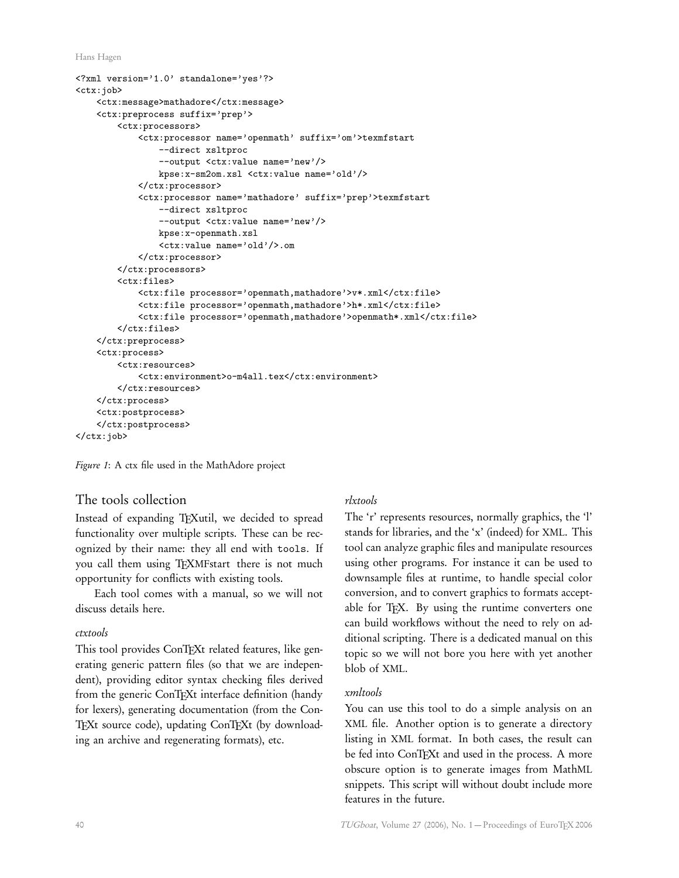```
<?xml version='1.0' standalone='yes'?>
<ctx:job>
    <ctx:message>mathadore</ctx:message>
    <ctx:preprocess suffix='prep'>
        <ctx:processors>
            <ctx:processor name='openmath' suffix='om'>texmfstart
                --direct xsltproc
                --output <ctx:value name='new'/>
                kpse:x-sm2om.xsl <ctx:value name='old'/>
            </ctx:processor>
            <ctx:processor name='mathadore' suffix='prep'>texmfstart
                --direct xsltproc
                --output <ctx:value name='new'/>
                kpse:x-openmath.xsl
                <ctx:value name='old'/>.om
            </ctx:processor>
        </ctx:processors>
        <ctx:files>
            <ctx:file processor='openmath,mathadore'>v*.xml</ctx:file>
            <ctx:file processor='openmath,mathadore'>h*.xml</ctx:file>
            <ctx:file processor='openmath,mathadore'>openmath*.xml</ctx:file>
        </ctx:files>
    </ctx:preprocess>
    <ctx:process>
        <ctx:resources>
            <ctx:environment>o-m4all.tex</ctx:environment>
        </ctx:resources>
    </ctx:process>
    <ctx:postprocess>
    </ctx:postprocess>
</ctx:job>
```

*Figure 1*: A ctx file used in the MathAdore project

## The tools collection

Instead of expanding TEXutil, we decided to spread functionality over multiple scripts. These can be recognized by their name: they all end with `tools`. If you call them using TEXMFstart there is not much opportunity for conflicts with existing tools.

Each tool comes with a manual, so we will not discuss details here.

### *ctxtools*

This tool provides ConTEXt related features, like generating generic pattern files (so that we are independent), providing editor syntax checking files derived from the generic ConTEXt interface definition (handy for lexers), generating documentation (from the ConTEXt source code), updating ConTEXt (by downloading an archive and regenerating formats), etc.

### *rlxtools*

The 'r' represents resources, normally graphics, the 'l' stands for libraries, and the 'x' (indeed) for XML. This tool can analyze graphic files and manipulate resources using other programs. For instance it can be used to downsample files at runtime, to handle special color conversion, and to convert graphics to formats acceptable for TEX. By using the runtime converters one can build workflows without the need to rely on additional scripting. There is a dedicated manual on this topic so we will not bore you here with yet another blob of XML.

### *xmltools*

You can use this tool to do a simple analysis on an XML file. Another option is to generate a directory listing in XML format. In both cases, the result can be fed into ConTEXt and used in the process. A more obscure option is to generate images from MathML snippets. This script will without doubt include more features in the future.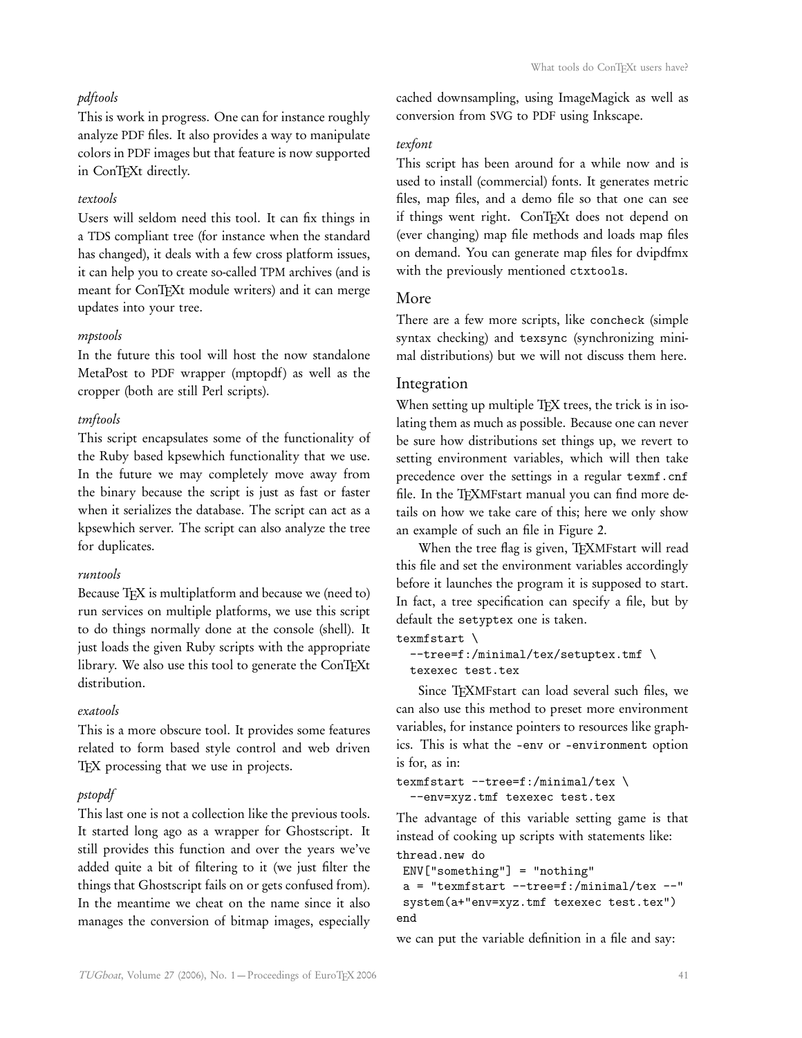*pdftools*

This is work in progress. One can for instance roughly analyze PDF files. It also provides a way to manipulate colors in PDF images but that feature is now supported in ConTEXt directly.

*textools*

Users will seldom need this tool. It can fix things in a TDS compliant tree (for instance when the standard has changed), it deals with a few cross platform issues, it can help you to create so-called TPM archives (and is meant for ConTEXt module writers) and it can merge updates into your tree.

*mpstools*

In the future this tool will host the now standalone MetaPost to PDF wrapper (mptopdf) as well as the cropper (both are still Perl scripts).

*tmftools*

This script encapsulates some of the functionality of the Ruby based kpsewhich functionality that we use. In the future we may completely move away from the binary because the script is just as fast or faster when it serializes the database. The script can act as a kpsewhich server. The script can also analyze the tree for duplicates.

*runtools*

Because TEX is multiplatform and because we (need to) run services on multiple platforms, we use this script to do things normally done at the console (shell). It just loads the given Ruby scripts with the appropriate library. We also use this tool to generate the ConTEXt distribution.

*exatools*

This is a more obscure tool. It provides some features related to form based style control and web driven TEX processing that we use in projects.

*pstopdf*

This last one is not a collection like the previous tools. It started long ago as a wrapper for Ghostscript. It still provides this function and over the years we've added quite a bit of filtering to it (we just filter the things that Ghostscript fails on or gets confused from). In the meantime we cheat on the name since it also manages the conversion of bitmap images, especially cached downsampling, using ImageMagick as well as conversion from SVG to PDF using Inkscape.

*texfont*

This script has been around for a while now and is used to install (commercial) fonts. It generates metric files, map files, and a demo file so that one can see if things went right. ConTEXt does not depend on (ever changing) map file methods and loads map files on demand. You can generate map files for dvipdfmx with the previously mentioned `ctxtools`.

## More

There are a few more scripts, like `concheck` (simple syntax checking) and `texsync` (synchronizing minimal distributions) but we will not discuss them here.

## Integration

When setting up multiple TEX trees, the trick is in isolating them as much as possible. Because one can never be sure how distributions set things up, we revert to setting environment variables, which will then take precedence over the settings in a regular `texmf.cnf` file. In the TEXMFstart manual you can find more details on how we take care of this; here we only show an example of such an file in Figure 2.

When the tree flag is given, TEXMFstart will read this file and set the environment variables accordingly before it launches the program it is supposed to start. In fact, a tree specification can specify a file, but by default the `setyptex` one is taken.

```
texmfstart \
  --tree=f:/minimal/tex/setuptex.tmf \
  texexec test.tex
```

Since TEXMFstart can load several such files, we can also use this method to preset more environment variables, for instance pointers to resources like graphics. This is what the `-env` or `-environment` option is for, as in:

```
texmfstart --tree=f:/minimal/tex \
  --env=xyz.tmf texexec test.tex
```

The advantage of this variable setting game is that instead of cooking up scripts with statements like:

```
thread.new do
 ENV["something"] = "nothing"
 a = "texmfstart --tree=f:/minimal/tex --"
 system(a+"env=xyz.tmf texexec test.tex")
end
```

we can put the variable definition in a file and say: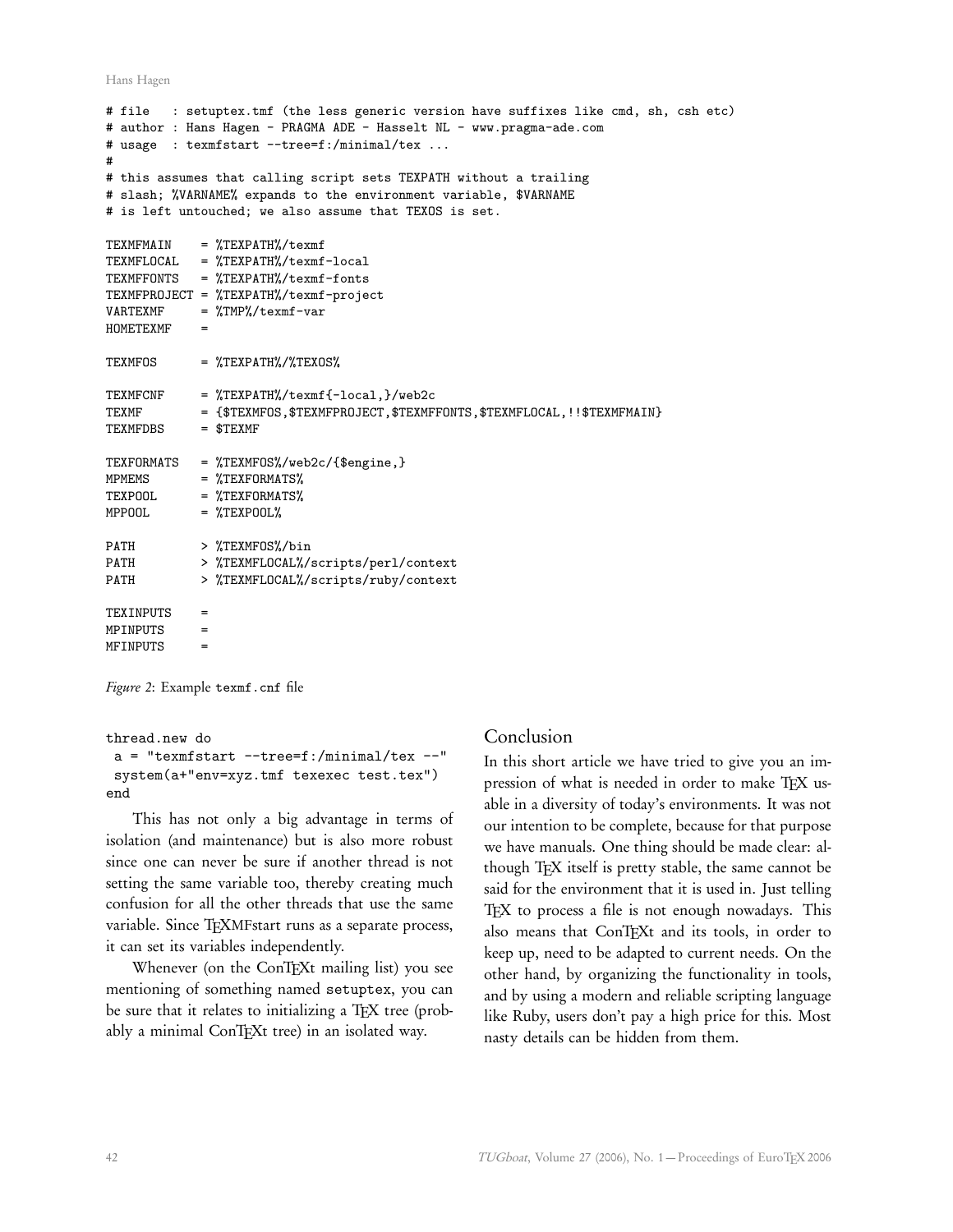```
# file   : setuptex.tmf (the less generic version have suffixes like cmd, sh, csh etc)
# author : Hans Hagen - PRAGMA ADE - Hasselt NL - www.pragma-ade.com
# usage  : texmfstart --tree=f:/minimal/tex ...
#
# this assumes that calling script sets TEXPATH without a trailing
# slash; %VARNAME% expands to the environment variable, $VARNAME
# is left untouched; we also assume that TEXOS is set.

TEXMFMAIN    = %TEXPATH%/texmf
TEXMFLOCAL   = %TEXPATH%/texmf-local
TEXMFFONTS   = %TEXPATH%/texmf-fonts
TEXMFPROJECT = %TEXPATH%/texmf-project
VARTEXMF     = %TMP%/texmf-var
HOMETEXMF    =

TEXMFOS      = %TEXPATH%/%TEXOS%

TEXMFCNF     = %TEXPATH%/texmf{-local,}/web2c
TEXMF        = {$TEXMFOS,$TEXMFPROJECT,$TEXMFFONTS,$TEXMFLOCAL,!!$TEXMFMAIN}
TEXMFDBS     = $TEXMF

TEXFORMATS   = %TEXMFOS%/web2c/{$engine,}
MPMEMS       = %TEXFORMATS%
TEXPOOL      = %TEXFORMATS%
MPPOOL       = %TEXPOOL%

PATH         > %TEXMFOS%/bin
PATH         > %TEXMFLOCAL%/scripts/perl/context
PATH         > %TEXMFLOCAL%/scripts/ruby/context

TEXINPUTS    =
MPINPUTS     =
MFINPUTS     =
```

*Figure 2*: Example `texmf.cnf` file

```
thread.new do
 a = "texmfstart --tree=f:/minimal/tex --"
 system(a+"env=xyz.tmf texexec test.tex")
end
```

This has not only a big advantage in terms of isolation (and maintenance) but is also more robust since one can never be sure if another thread is not setting the same variable too, thereby creating much confusion for all the other threads that use the same variable. Since TEXMFstart runs as a separate process, it can set its variables independently.

Whenever (on the ConTEXt mailing list) you see mentioning of something named `setuptex`, you can be sure that it relates to initializing a TEX tree (probably a minimal ConTEXt tree) in an isolated way.

## Conclusion

In this short article we have tried to give you an impression of what is needed in order to make TEX usable in a diversity of today's environments. It was not our intention to be complete, because for that purpose we have manuals. One thing should be made clear: although TEX itself is pretty stable, the same cannot be said for the environment that it is used in. Just telling TEX to process a file is not enough nowadays. This also means that ConTEXt and its tools, in order to keep up, need to be adapted to current needs. On the other hand, by organizing the functionality in tools, and by using a modern and reliable scripting language like Ruby, users don't pay a high price for this. Most nasty details can be hidden from them.